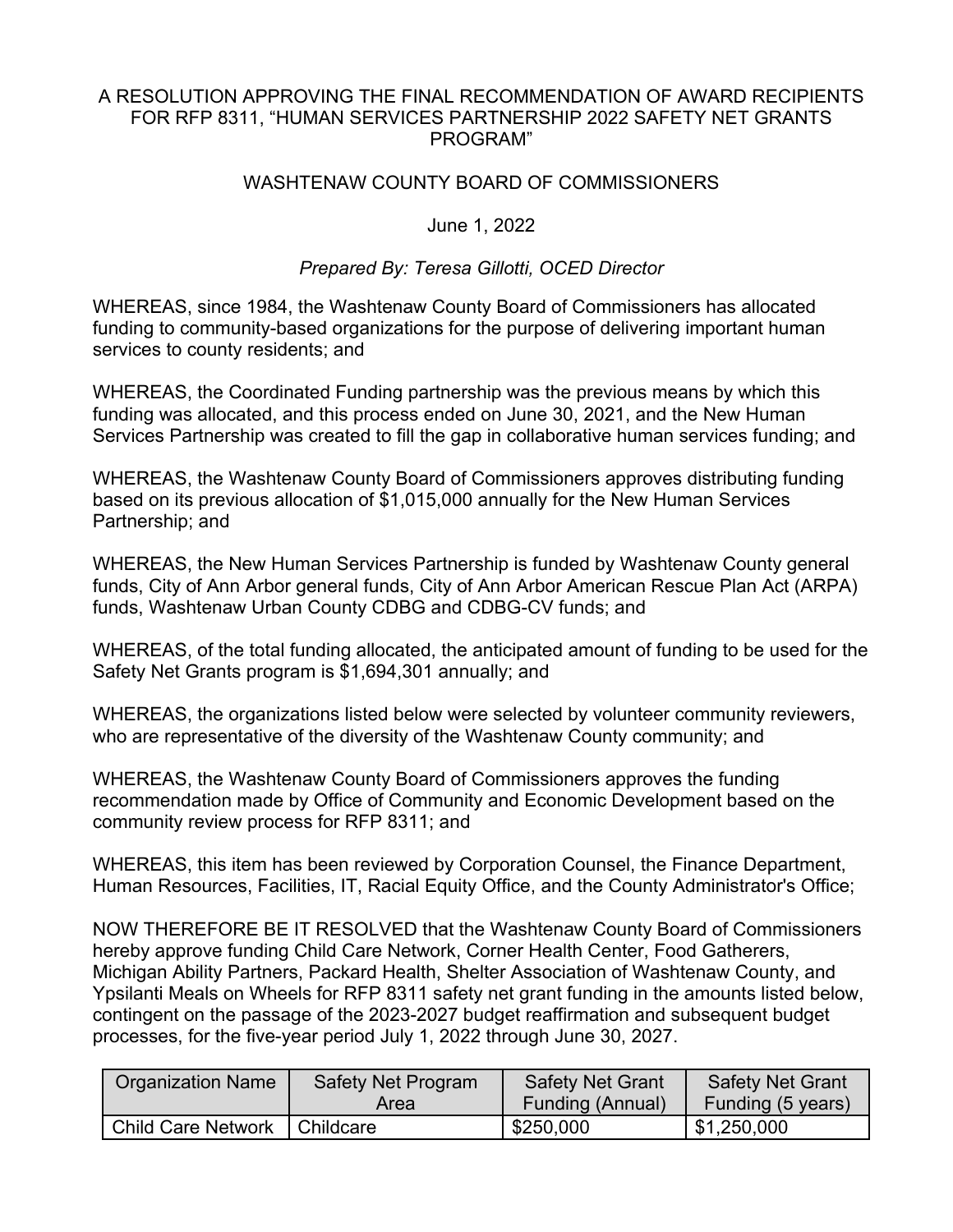# A RESOLUTION APPROVING THE FINAL RECOMMENDATION OF AWARD RECIPIENTS FOR RFP 8311, "HUMAN SERVICES PARTNERSHIP 2022 SAFETY NET GRANTS PROGRAM"

## WASHTENAW COUNTY BOARD OF COMMISSIONERS

June 1, 2022

*Prepared By: Teresa Gillotti, OCED Director*

WHEREAS, since 1984, the Washtenaw County Board of Commissioners has allocated funding to community-based organizations for the purpose of delivering important human services to county residents; and

WHEREAS, the Coordinated Funding partnership was the previous means by which this funding was allocated, and this process ended on June 30, 2021, and the New Human Services Partnership was created to fill the gap in collaborative human services funding; and

WHEREAS, the Washtenaw County Board of Commissioners approves distributing funding based on its previous allocation of $1,015,000 annually for the New Human Services Partnership; and

WHEREAS, the New Human Services Partnership is funded by Washtenaw County general funds, City of Ann Arbor general funds, City of Ann Arbor American Rescue Plan Act (ARPA) funds, Washtenaw Urban County CDBG and CDBG-CV funds; and

WHEREAS, of the total funding allocated, the anticipated amount of funding to be used for the Safety Net Grants program is $1,694,301 annually; and

WHEREAS, the organizations listed below were selected by volunteer community reviewers, who are representative of the diversity of the Washtenaw County community; and

WHEREAS, the Washtenaw County Board of Commissioners approves the funding recommendation made by Office of Community and Economic Development based on the community review process for RFP 8311; and

WHEREAS, this item has been reviewed by Corporation Counsel, the Finance Department, Human Resources, Facilities, IT, Racial Equity Office, and the County Administrator's Office;

NOW THEREFORE BE IT RESOLVED that the Washtenaw County Board of Commissioners hereby approve funding Child Care Network, Corner Health Center, Food Gatherers, Michigan Ability Partners, Packard Health, Shelter Association of Washtenaw County, and Ypsilanti Meals on Wheels for RFP 8311 safety net grant funding in the amounts listed below, contingent on the passage of the 2023-2027 budget reaffirmation and subsequent budget processes, for the five-year period July 1, 2022 through June 30, 2027.

| Organization Name | Safety Net Program Area | Safety Net Grant Funding (Annual) | Safety Net Grant Funding (5 years) |
|---|---|---|---|
| Child Care Network | Childcare | $250,000 | $1,250,000 |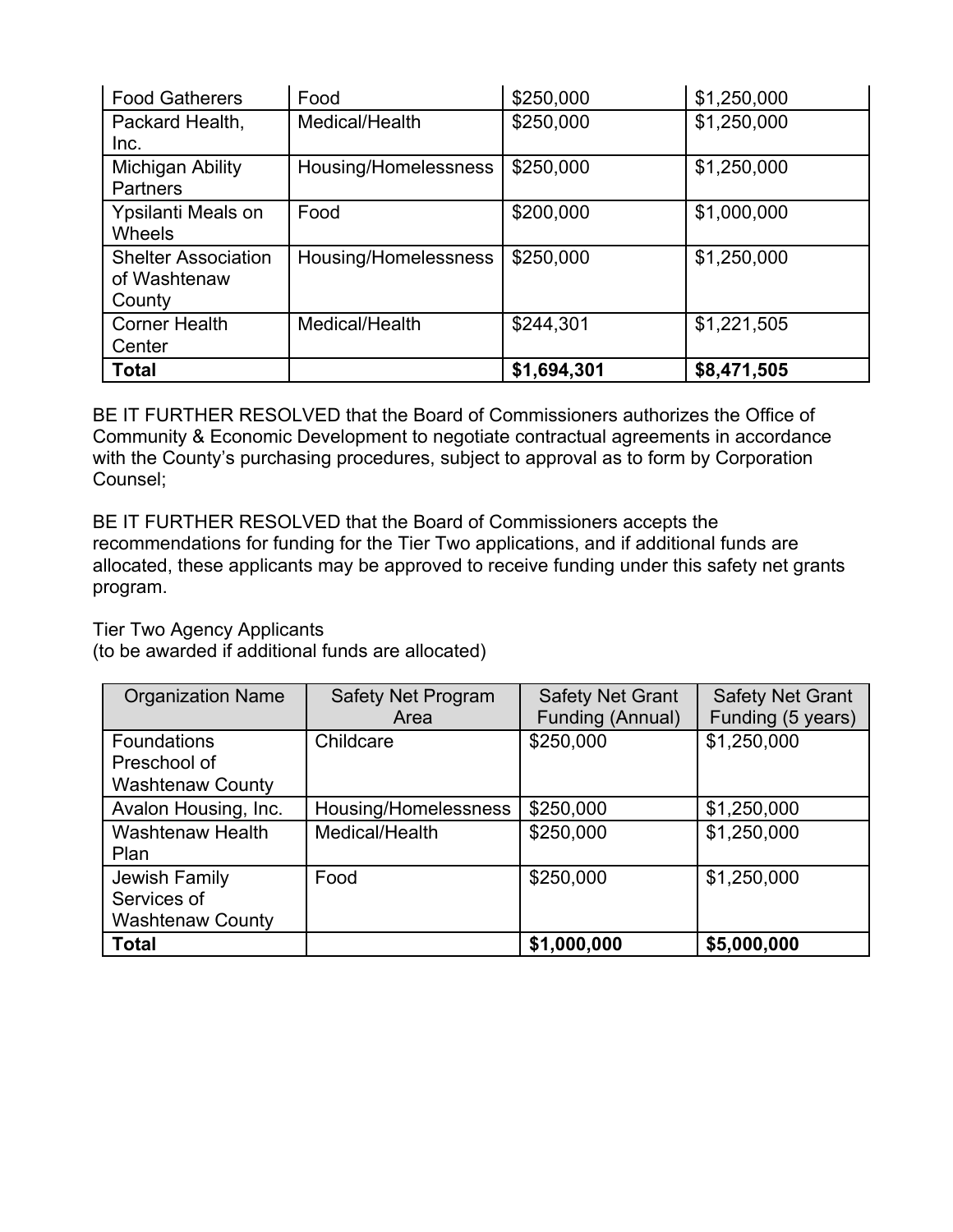| | | | |
|---|---|---|---|
| Food Gatherers | Food | $250,000 | $1,250,000 |
| Packard Health, Inc. | Medical/Health | $250,000 | $1,250,000 |
| Michigan Ability Partners | Housing/Homelessness | $250,000 | $1,250,000 |
| Ypsilanti Meals on Wheels | Food | $200,000 | $1,000,000 |
| Shelter Association of Washtenaw County | Housing/Homelessness | $250,000 | $1,250,000 |
| Corner Health Center | Medical/Health | $244,301 | $1,221,505 |
| **Total** | | **$1,694,301** | **$8,471,505** |

BE IT FURTHER RESOLVED that the Board of Commissioners authorizes the Office of Community & Economic Development to negotiate contractual agreements in accordance with the County's purchasing procedures, subject to approval as to form by Corporation Counsel;

BE IT FURTHER RESOLVED that the Board of Commissioners accepts the recommendations for funding for the Tier Two applications, and if additional funds are allocated, these applicants may be approved to receive funding under this safety net grants program.

Tier Two Agency Applicants
(to be awarded if additional funds are allocated)

| Organization Name | Safety Net Program Area | Safety Net Grant Funding (Annual) | Safety Net Grant Funding (5 years) |
|---|---|---|---|
| Foundations Preschool of Washtenaw County | Childcare | $250,000 | $1,250,000 |
| Avalon Housing, Inc. | Housing/Homelessness | $250,000 | $1,250,000 |
| Washtenaw Health Plan | Medical/Health | $250,000 | $1,250,000 |
| Jewish Family Services of Washtenaw County | Food | $250,000 | $1,250,000 |
| **Total** | | **$1,000,000** | **$5,000,000** |